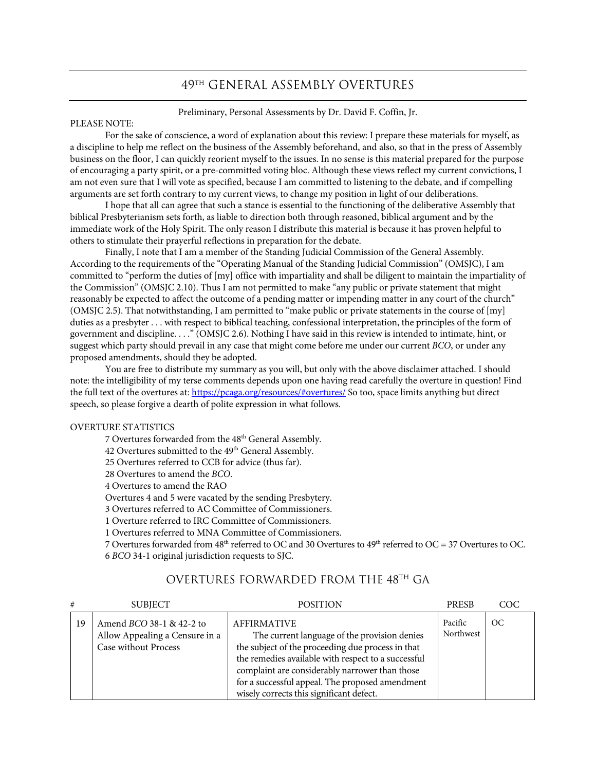# 49TH GENERAL ASSEMBLY OVERTURES

Preliminary, Personal Assessments by Dr. David F. Coffin, Jr.

PLEASE NOTE:

For the sake of conscience, a word of explanation about this review: I prepare these materials for myself, as a discipline to help me reflect on the business of the Assembly beforehand, and also, so that in the press of Assembly business on the floor, I can quickly reorient myself to the issues. In no sense is this material prepared for the purpose of encouraging a party spirit, or a pre-committed voting bloc. Although these views reflect my current convictions, I am not even sure that I will vote as specified, because I am committed to listening to the debate, and if compelling arguments are set forth contrary to my current views, to change my position in light of our deliberations.

I hope that all can agree that such a stance is essential to the functioning of the deliberative Assembly that biblical Presbyterianism sets forth, as liable to direction both through reasoned, biblical argument and by the immediate work of the Holy Spirit. The only reason I distribute this material is because it has proven helpful to others to stimulate their prayerful reflections in preparation for the debate.

Finally, I note that I am a member of the Standing Judicial Commission of the General Assembly. According to the requirements of the "Operating Manual of the Standing Judicial Commission" (OMSJC), I am committed to "perform the duties of [my] office with impartiality and shall be diligent to maintain the impartiality of the Commission" (OMSJC 2.10). Thus I am not permitted to make "any public or private statement that might reasonably be expected to affect the outcome of a pending matter or impending matter in any court of the church" (OMSJC 2.5). That notwithstanding, I am permitted to "make public or private statements in the course of [my] duties as a presbyter . . . with respect to biblical teaching, confessional interpretation, the principles of the form of government and discipline. . . ." (OMSJC 2.6). Nothing I have said in this review is intended to intimate, hint, or suggest which party should prevail in any case that might come before me under our current *BCO*, or under any proposed amendments, should they be adopted.

You are free to distribute my summary as you will, but only with the above disclaimer attached. I should note: the intelligibility of my terse comments depends upon one having read carefully the overture in question! Find the full text of the overtures at: https://pcaga.org/resources/#overtures/ So too, space limits anything but direct speech, so please forgive a dearth of polite expression in what follows.

OVERTURE STATISTICS

- 7 Overtures forwarded from the 48th General Assembly.
- 42 Overtures submitted to the 49th General Assembly.
- 25 Overtures referred to CCB for advice (thus far).
- 28 Overtures to amend the *BCO*.
- 4 Overtures to amend the RAO
- Overtures 4 and 5 were vacated by the sending Presbytery.
- 3 Overtures referred to AC Committee of Commissioners.
- 1 Overture referred to IRC Committee of Commissioners.
- 1 Overtures referred to MNA Committee of Commissioners.
- 7 Overtures forwarded from 48th referred to OC and 30 Overtures to 49th referred to OC = 37 Overtures to OC.
- 6 *BCO* 34-1 original jurisdiction requests to SJC.

## OVERTURES FORWARDED FROM THE 48TH GA

| # | SUBJECT | POSITION | PRESB | COC |
|---|---|---|---|---|
| 19 | Amend *BCO* 38-1 & 42-2 to Allow Appealing a Censure in a Case without Process | AFFIRMATIVE<br>The current language of the provision denies the subject of the proceeding due process in that the remedies available with respect to a successful complaint are considerably narrower than those for a successful appeal. The proposed amendment wisely corrects this significant defect. | Pacific Northwest | OC |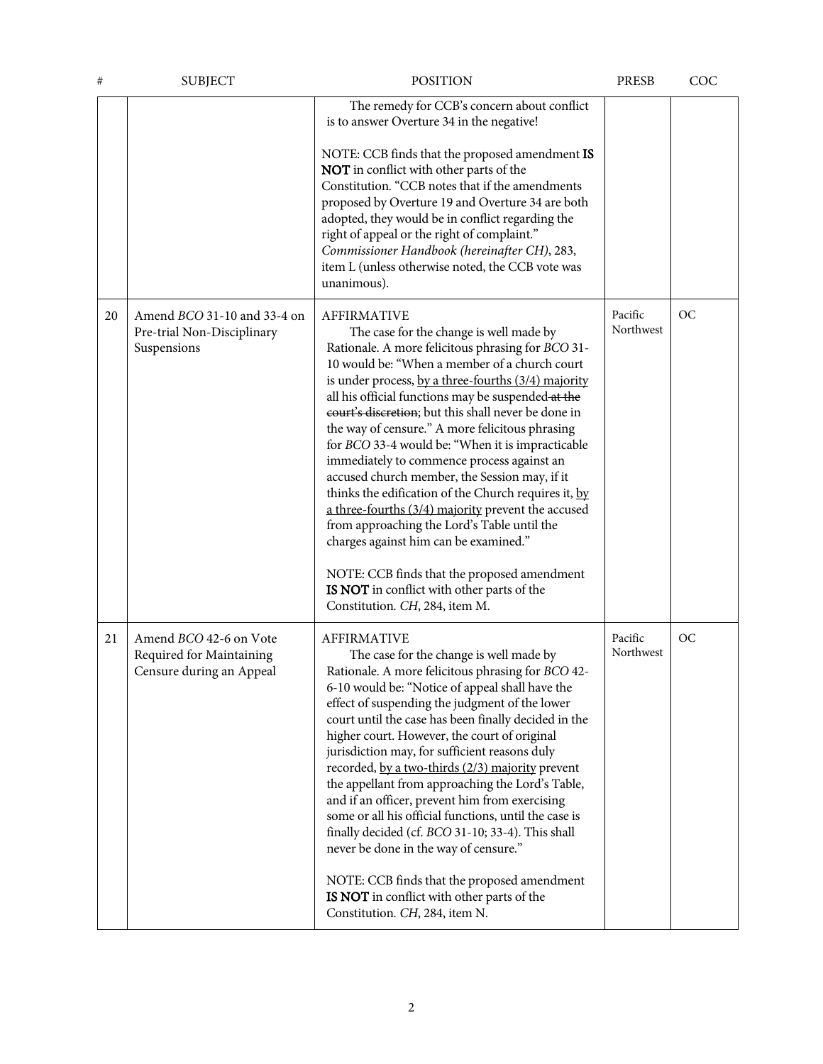| # | SUBJECT | POSITION | PRESB | COC |
|---|---|---|---|---|
| | | The remedy for CCB's concern about conflict is to answer Overture 34 in the negative!<br><br>NOTE: CCB finds that the proposed amendment **IS NOT** in conflict with other parts of the Constitution. "CCB notes that if the amendments proposed by Overture 19 and Overture 34 are both adopted, they would be in conflict regarding the right of appeal or the right of complaint." *Commissioner Handbook (hereinafter CH)*, 283, item L (unless otherwise noted, the CCB vote was unanimous). | | |
| 20 | Amend *BCO* 31-10 and 33-4 on Pre-trial Non-Disciplinary Suspensions | AFFIRMATIVE<br>The case for the change is well made by Rationale. A more felicitous phrasing for *BCO* 31-10 would be: "When a member of a church court is under process, <u>by a three-fourths (3/4) majority</u> all his official functions may be suspended ~~at the court's discretion~~; but this shall never be done in the way of censure." A more felicitous phrasing for *BCO* 33-4 would be: "When it is impracticable immediately to commence process against an accused church member, the Session may, if it thinks the edification of the Church requires it, <u>by a three-fourths (3/4) majority</u> prevent the accused from approaching the Lord's Table until the charges against him can be examined."<br><br>NOTE: CCB finds that the proposed amendment **IS NOT** in conflict with other parts of the Constitution. *CH*, 284, item M. | Pacific Northwest | OC |
| 21 | Amend *BCO* 42-6 on Vote Required for Maintaining Censure during an Appeal | AFFIRMATIVE<br>The case for the change is well made by Rationale. A more felicitous phrasing for *BCO* 42-6-10 would be: "Notice of appeal shall have the effect of suspending the judgment of the lower court until the case has been finally decided in the higher court. However, the court of original jurisdiction may, for sufficient reasons duly recorded, <u>by a two-thirds (2/3) majority</u> prevent the appellant from approaching the Lord's Table, and if an officer, prevent him from exercising some or all his official functions, until the case is finally decided (cf. *BCO* 31-10; 33-4). This shall never be done in the way of censure."<br><br>NOTE: CCB finds that the proposed amendment **IS NOT** in conflict with other parts of the Constitution. *CH*, 284, item N. | Pacific Northwest | OC |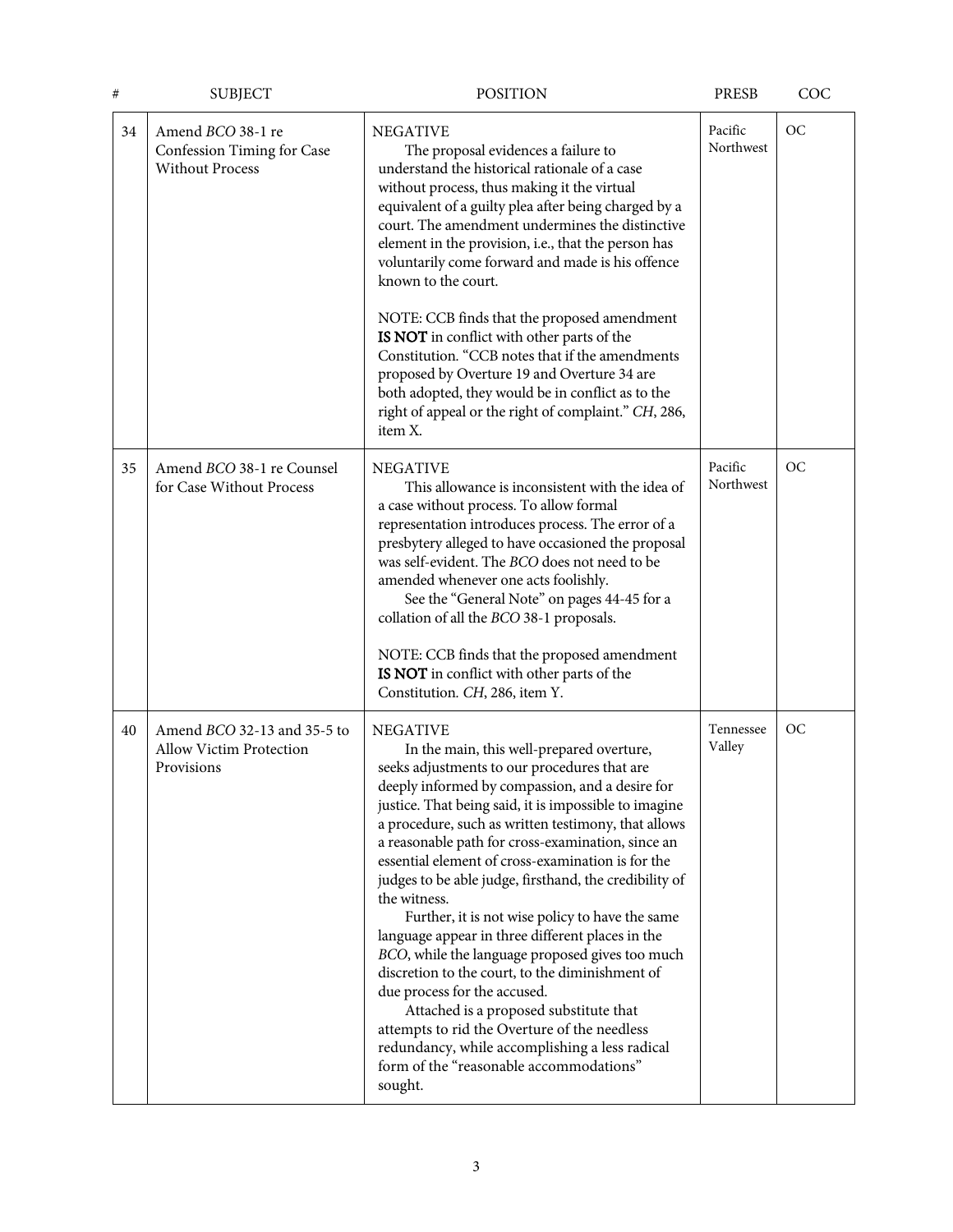| # | SUBJECT | POSITION | PRESB | COC |
|---|---|---|---|---|
| 34 | Amend *BCO* 38-1 re Confession Timing for Case Without Process | NEGATIVE<br>The proposal evidences a failure to understand the historical rationale of a case without process, thus making it the virtual equivalent of a guilty plea after being charged by a court. The amendment undermines the distinctive element in the provision, i.e., that the person has voluntarily come forward and made is his offence known to the court.<br><br>NOTE: CCB finds that the proposed amendment **IS NOT** in conflict with other parts of the Constitution. "CCB notes that if the amendments proposed by Overture 19 and Overture 34 are both adopted, they would be in conflict as to the right of appeal or the right of complaint." *CH*, 286, item X. | Pacific Northwest | OC |
| 35 | Amend *BCO* 38-1 re Counsel for Case Without Process | NEGATIVE<br>This allowance is inconsistent with the idea of a case without process. To allow formal representation introduces process. The error of a presbytery alleged to have occasioned the proposal was self-evident. The *BCO* does not need to be amended whenever one acts foolishly.<br>See the "General Note" on pages 44-45 for a collation of all the *BCO* 38-1 proposals.<br><br>NOTE: CCB finds that the proposed amendment **IS NOT** in conflict with other parts of the Constitution. *CH*, 286, item Y. | Pacific Northwest | OC |
| 40 | Amend *BCO* 32-13 and 35-5 to Allow Victim Protection Provisions | NEGATIVE<br>In the main, this well-prepared overture, seeks adjustments to our procedures that are deeply informed by compassion, and a desire for justice. That being said, it is impossible to imagine a procedure, such as written testimony, that allows a reasonable path for cross-examination, since an essential element of cross-examination is for the judges to be able judge, firsthand, the credibility of the witness.<br>Further, it is not wise policy to have the same language appear in three different places in the *BCO*, while the language proposed gives too much discretion to the court, to the diminishment of due process for the accused.<br>Attached is a proposed substitute that attempts to rid the Overture of the needless redundancy, while accomplishing a less radical form of the "reasonable accommodations" sought. | Tennessee Valley | OC |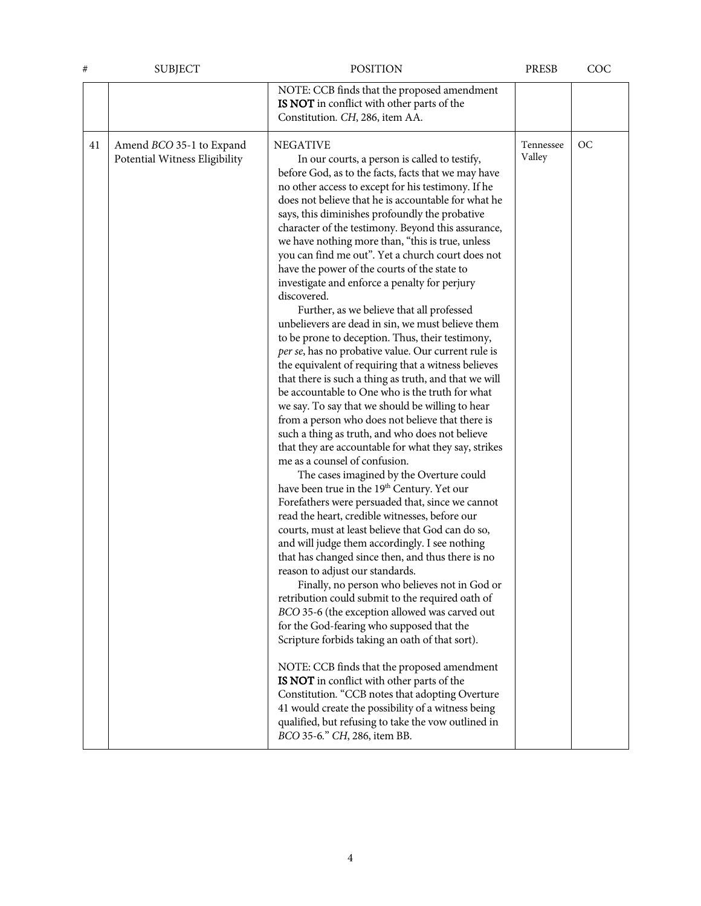| # | SUBJECT | POSITION | PRESB | COC |
|---|---|---|---|---|
| | | NOTE: CCB finds that the proposed amendment **IS NOT** in conflict with other parts of the Constitution. *CH*, 286, item AA. | | |
| 41 | Amend *BCO* 35-1 to Expand Potential Witness Eligibility | NEGATIVE<br>In our courts, a person is called to testify, before God, as to the facts, facts that we may have no other access to except for his testimony. If he does not believe that he is accountable for what he says, this diminishes profoundly the probative character of the testimony. Beyond this assurance, we have nothing more than, "this is true, unless you can find me out". Yet a church court does not have the power of the courts of the state to investigate and enforce a penalty for perjury discovered.<br>Further, as we believe that all professed unbelievers are dead in sin, we must believe them to be prone to deception. Thus, their testimony, *per se*, has no probative value. Our current rule is the equivalent of requiring that a witness believes that there is such a thing as truth, and that we will be accountable to One who is the truth for what we say. To say that we should be willing to hear from a person who does not believe that there is such a thing as truth, and who does not believe that they are accountable for what they say, strikes me as a counsel of confusion.<br>The cases imagined by the Overture could have been true in the 19th Century. Yet our Forefathers were persuaded that, since we cannot read the heart, credible witnesses, before our courts, must at least believe that God can do so, and will judge them accordingly. I see nothing that has changed since then, and thus there is no reason to adjust our standards.<br>Finally, no person who believes not in God or retribution could submit to the required oath of *BCO* 35-6 (the exception allowed was carved out for the God-fearing who supposed that the Scripture forbids taking an oath of that sort).<br><br>NOTE: CCB finds that the proposed amendment **IS NOT** in conflict with other parts of the Constitution. "CCB notes that adopting Overture 41 would create the possibility of a witness being qualified, but refusing to take the vow outlined in *BCO* 35-6." *CH*, 286, item BB. | Tennessee Valley | OC |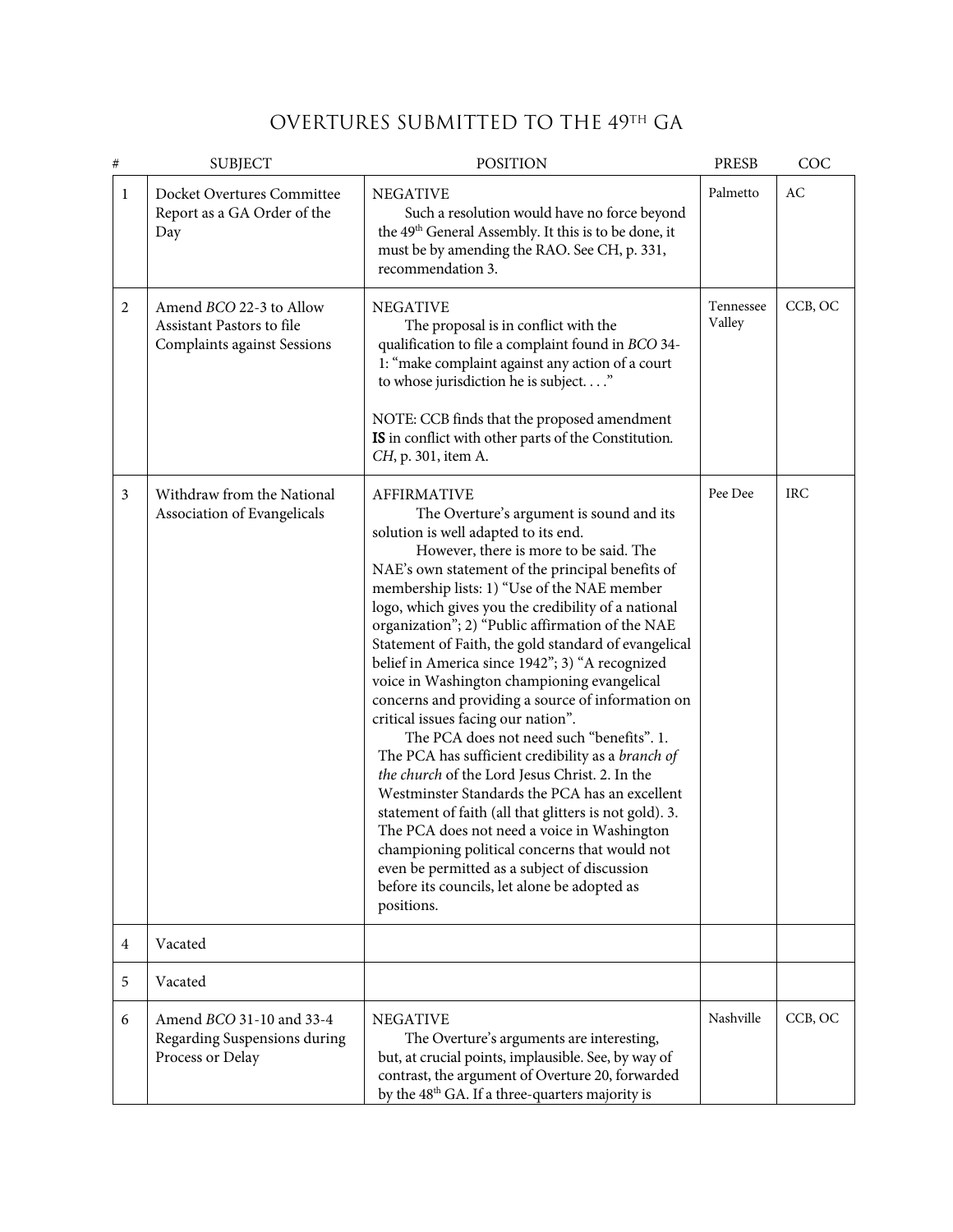# OVERTURES SUBMITTED TO THE 49TH GA

| # | SUBJECT | POSITION | PRESB | COC |
|---|---|---|---|---|
| 1 | Docket Overtures Committee Report as a GA Order of the Day | NEGATIVE<br>Such a resolution would have no force beyond the 49th General Assembly. It this is to be done, it must be by amending the RAO. See CH, p. 331, recommendation 3. | Palmetto | AC |
| 2 | Amend *BCO* 22-3 to Allow Assistant Pastors to file Complaints against Sessions | NEGATIVE<br>The proposal is in conflict with the qualification to file a complaint found in *BCO* 34-1: "make complaint against any action of a court to whose jurisdiction he is subject. . . ."<br><br>NOTE: CCB finds that the proposed amendment **IS** in conflict with other parts of the Constitution. *CH*, p. 301, item A. | Tennessee Valley | CCB, OC |
| 3 | Withdraw from the National Association of Evangelicals | AFFIRMATIVE<br>The Overture's argument is sound and its solution is well adapted to its end.<br>However, there is more to be said. The NAE's own statement of the principal benefits of membership lists: 1) "Use of the NAE member logo, which gives you the credibility of a national organization"; 2) "Public affirmation of the NAE Statement of Faith, the gold standard of evangelical belief in America since 1942"; 3) "A recognized voice in Washington championing evangelical concerns and providing a source of information on critical issues facing our nation".<br>The PCA does not need such "benefits". 1. The PCA has sufficient credibility as a *branch of the church* of the Lord Jesus Christ. 2. In the Westminster Standards the PCA has an excellent statement of faith (all that glitters is not gold). 3. The PCA does not need a voice in Washington championing political concerns that would not even be permitted as a subject of discussion before its councils, let alone be adopted as positions. | Pee Dee | IRC |
| 4 | Vacated | | | |
| 5 | Vacated | | | |
| 6 | Amend *BCO* 31-10 and 33-4 Regarding Suspensions during Process or Delay | NEGATIVE<br>The Overture's arguments are interesting, but, at crucial points, implausible. See, by way of contrast, the argument of Overture 20, forwarded by the 48th GA. If a three-quarters majority is | Nashville | CCB, OC |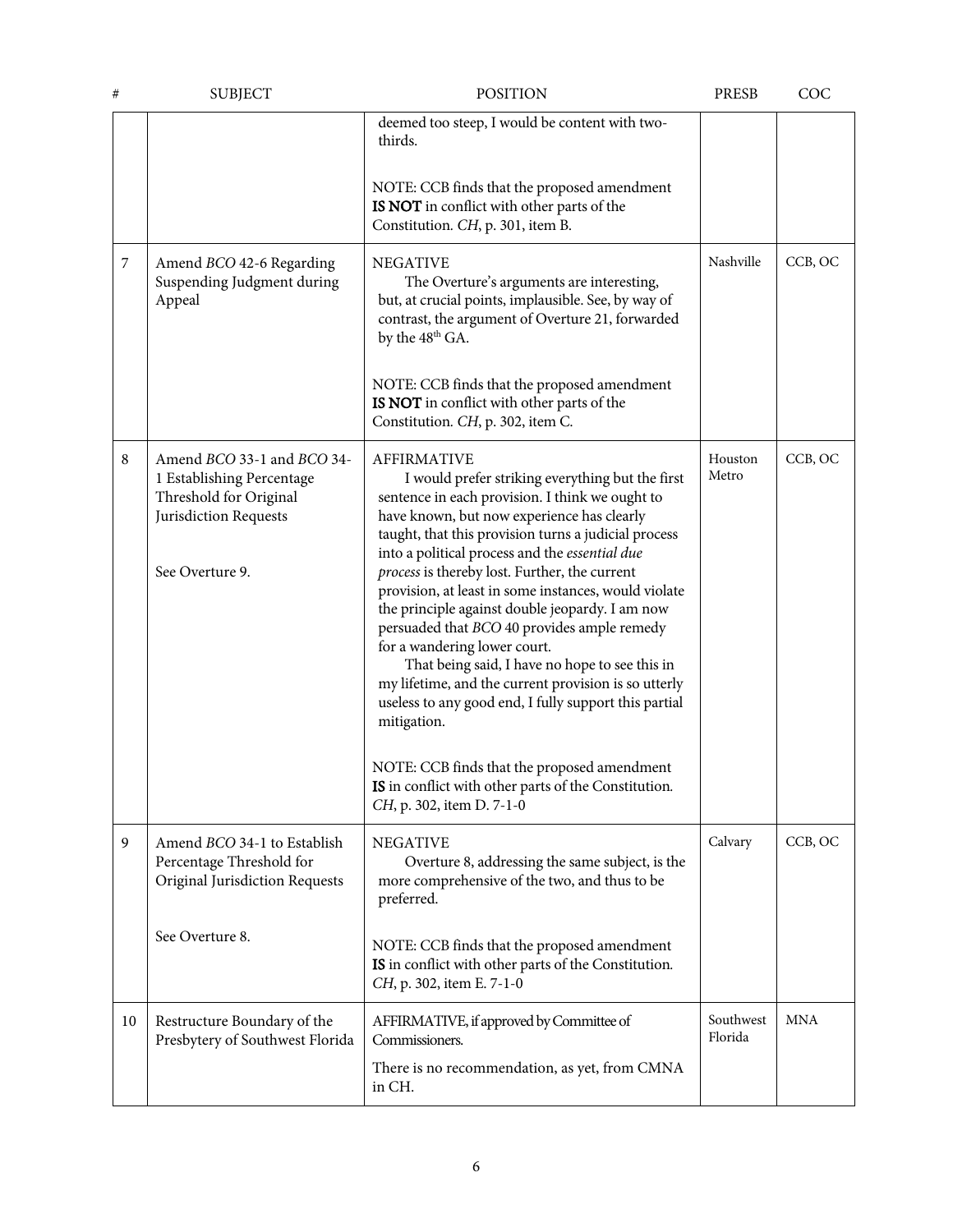| # | SUBJECT | POSITION | PRESB | COC |
|---|---|---|---|---|
| | | deemed too steep, I would be content with two-thirds.<br><br>NOTE: CCB finds that the proposed amendment **IS NOT** in conflict with other parts of the Constitution. *CH*, p. 301, item B. | | |
| 7 | Amend *BCO* 42-6 Regarding Suspending Judgment during Appeal | NEGATIVE<br>The Overture's arguments are interesting, but, at crucial points, implausible. See, by way of contrast, the argument of Overture 21, forwarded by the 48th GA.<br><br>NOTE: CCB finds that the proposed amendment **IS NOT** in conflict with other parts of the Constitution. *CH*, p. 302, item C. | Nashville | CCB, OC |
| 8 | Amend *BCO* 33-1 and *BCO* 34-1 Establishing Percentage Threshold for Original Jurisdiction Requests<br><br>See Overture 9. | AFFIRMATIVE<br>I would prefer striking everything but the first sentence in each provision. I think we ought to have known, but now experience has clearly taught, that this provision turns a judicial process into a political process and the *essential due process* is thereby lost. Further, the current provision, at least in some instances, would violate the principle against double jeopardy. I am now persuaded that *BCO* 40 provides ample remedy for a wandering lower court.<br>That being said, I have no hope to see this in my lifetime, and the current provision is so utterly useless to any good end, I fully support this partial mitigation.<br><br>NOTE: CCB finds that the proposed amendment **IS** in conflict with other parts of the Constitution. *CH*, p. 302, item D. 7-1-0 | Houston Metro | CCB, OC |
| 9 | Amend *BCO* 34-1 to Establish Percentage Threshold for Original Jurisdiction Requests<br><br>See Overture 8. | NEGATIVE<br>Overture 8, addressing the same subject, is the more comprehensive of the two, and thus to be preferred.<br><br>NOTE: CCB finds that the proposed amendment **IS** in conflict with other parts of the Constitution. *CH*, p. 302, item E. 7-1-0 | Calvary | CCB, OC |
| 10 | Restructure Boundary of the Presbytery of Southwest Florida | AFFIRMATIVE, if approved by Committee of Commissioners.<br>There is no recommendation, as yet, from CMNA in CH. | Southwest Florida | MNA |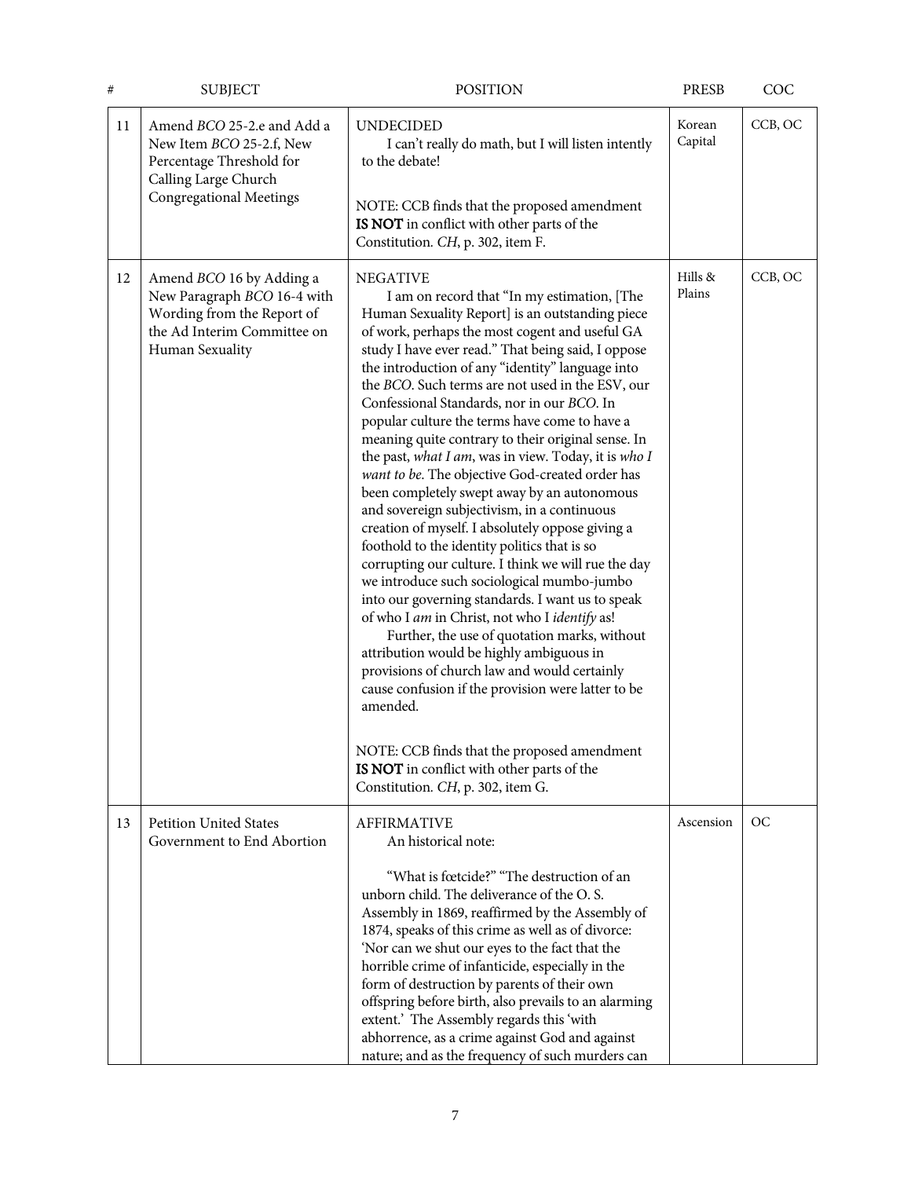| # | SUBJECT | POSITION | PRESB | COC |
|---|---|---|---|---|
| 11 | Amend *BCO* 25-2.e and Add a New Item *BCO* 25-2.f, New Percentage Threshold for Calling Large Church Congregational Meetings | UNDECIDED<br>I can't really do math, but I will listen intently to the debate!<br><br>NOTE: CCB finds that the proposed amendment **IS NOT** in conflict with other parts of the Constitution. *CH*, p. 302, item F. | Korean Capital | CCB, OC |
| 12 | Amend *BCO* 16 by Adding a New Paragraph *BCO* 16-4 with Wording from the Report of the Ad Interim Committee on Human Sexuality | NEGATIVE<br>I am on record that "In my estimation, [The Human Sexuality Report] is an outstanding piece of work, perhaps the most cogent and useful GA study I have ever read." That being said, I oppose the introduction of any "identity" language into the *BCO*. Such terms are not used in the ESV, our Confessional Standards, nor in our *BCO*. In popular culture the terms have come to have a meaning quite contrary to their original sense. In the past, *what I am*, was in view. Today, it is *who I want to be*. The objective God-created order has been completely swept away by an autonomous and sovereign subjectivism, in a continuous creation of myself. I absolutely oppose giving a foothold to the identity politics that is so corrupting our culture. I think we will rue the day we introduce such sociological mumbo-jumbo into our governing standards. I want us to speak of who I *am* in Christ, not who I *identify* as!<br>Further, the use of quotation marks, without attribution would be highly ambiguous in provisions of church law and would certainly cause confusion if the provision were latter to be amended.<br><br>NOTE: CCB finds that the proposed amendment **IS NOT** in conflict with other parts of the Constitution. *CH*, p. 302, item G. | Hills & Plains | CCB, OC |
| 13 | Petition United States Government to End Abortion | AFFIRMATIVE<br>An historical note:<br><br>"What is fœtcide?" "The destruction of an unborn child. The deliverance of the O. S. Assembly in 1869, reaffirmed by the Assembly of 1874, speaks of this crime as well as of divorce: 'Nor can we shut our eyes to the fact that the horrible crime of infanticide, especially in the form of destruction by parents of their own offspring before birth, also prevails to an alarming extent.' The Assembly regards this 'with abhorrence, as a crime against God and against nature; and as the frequency of such murders can | Ascension | OC |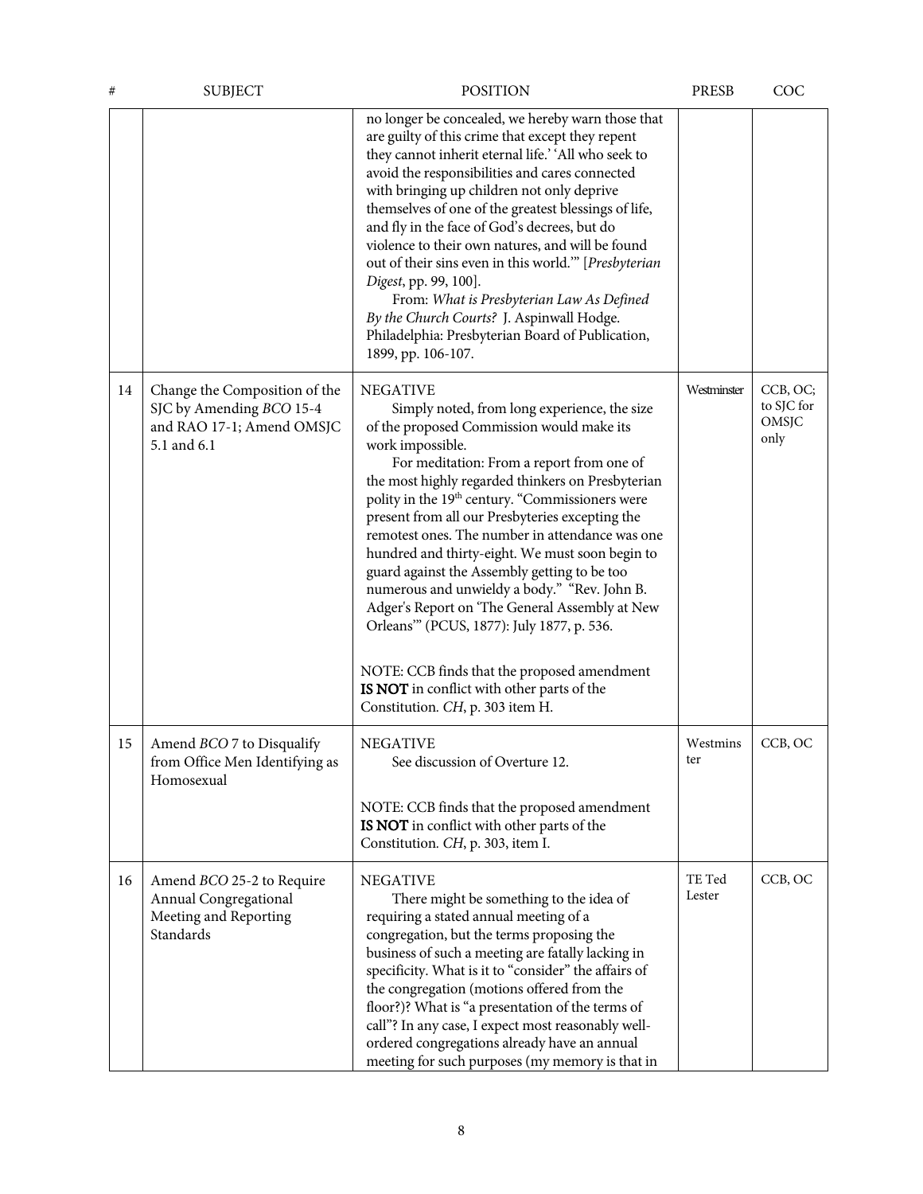| # | SUBJECT | POSITION | PRESB | COC |
|---|---|---|---|---|
| | | no longer be concealed, we hereby warn those that are guilty of this crime that except they repent they cannot inherit eternal life.' 'All who seek to avoid the responsibilities and cares connected with bringing up children not only deprive themselves of one of the greatest blessings of life, and fly in the face of God's decrees, but do violence to their own natures, and will be found out of their sins even in this world.'" [*Presbyterian Digest*, pp. 99, 100].<br>From: *What is Presbyterian Law As Defined By the Church Courts?* J. Aspinwall Hodge. Philadelphia: Presbyterian Board of Publication, 1899, pp. 106-107. | | |
| 14 | Change the Composition of the SJC by Amending *BCO* 15-4 and RAO 17-1; Amend OMSJC 5.1 and 6.1 | NEGATIVE<br>Simply noted, from long experience, the size of the proposed Commission would make its work impossible.<br>For meditation: From a report from one of the most highly regarded thinkers on Presbyterian polity in the 19th century. "Commissioners were present from all our Presbyteries excepting the remotest ones. The number in attendance was one hundred and thirty-eight. We must soon begin to guard against the Assembly getting to be too numerous and unwieldy a body." "Rev. John B. Adger's Report on 'The General Assembly at New Orleans'" (PCUS, 1877): July 1877, p. 536.<br><br>NOTE: CCB finds that the proposed amendment **IS NOT** in conflict with other parts of the Constitution. *CH*, p. 303 item H. | Westminster | CCB, OC; to SJC for OMSJC only |
| 15 | Amend *BCO* 7 to Disqualify from Office Men Identifying as Homosexual | NEGATIVE<br>See discussion of Overture 12.<br><br>NOTE: CCB finds that the proposed amendment **IS NOT** in conflict with other parts of the Constitution. *CH*, p. 303, item I. | Westminster | CCB, OC |
| 16 | Amend *BCO* 25-2 to Require Annual Congregational Meeting and Reporting Standards | NEGATIVE<br>There might be something to the idea of requiring a stated annual meeting of a congregation, but the terms proposing the business of such a meeting are fatally lacking in specificity. What is it to "consider" the affairs of the congregation (motions offered from the floor?)? What is "a presentation of the terms of call"? In any case, I expect most reasonably well-ordered congregations already have an annual meeting for such purposes (my memory is that in | TE Ted Lester | CCB, OC |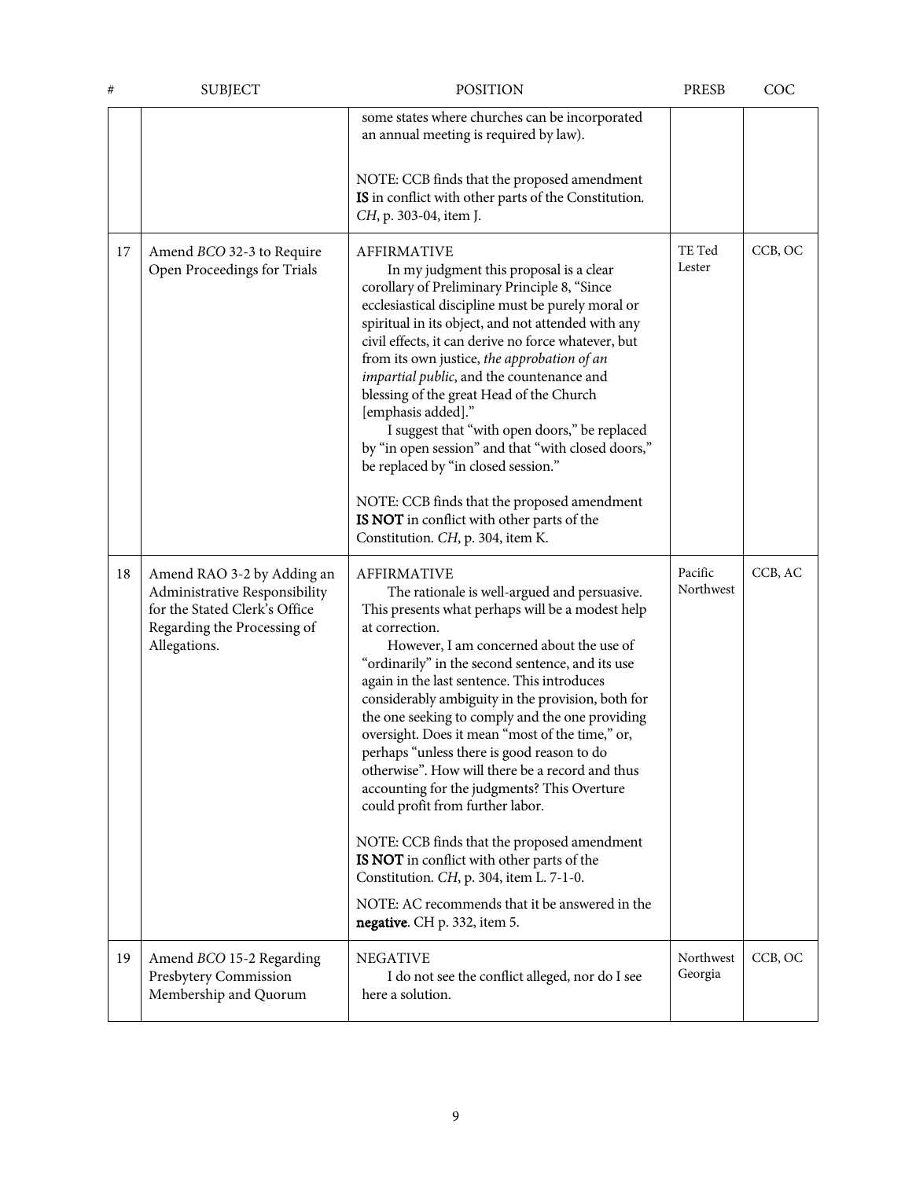| # | SUBJECT | POSITION | PRESB | COC |
|---|---|---|---|---|
| | | some states where churches can be incorporated an annual meeting is required by law).<br><br>NOTE: CCB finds that the proposed amendment **IS** in conflict with other parts of the Constitution. *CH*, p. 303-04, item J. | | |
| 17 | Amend *BCO* 32-3 to Require Open Proceedings for Trials | AFFIRMATIVE<br>In my judgment this proposal is a clear corollary of Preliminary Principle 8, "Since ecclesiastical discipline must be purely moral or spiritual in its object, and not attended with any civil effects, it can derive no force whatever, but from its own justice, *the approbation of an impartial public*, and the countenance and blessing of the great Head of the Church [emphasis added]."<br>I suggest that "with open doors," be replaced by "in open session" and that "with closed doors," be replaced by "in closed session."<br><br>NOTE: CCB finds that the proposed amendment **IS NOT** in conflict with other parts of the Constitution. *CH*, p. 304, item K. | TE Ted Lester | CCB, OC |
| 18 | Amend RAO 3-2 by Adding an Administrative Responsibility for the Stated Clerk's Office Regarding the Processing of Allegations. | AFFIRMATIVE<br>The rationale is well-argued and persuasive. This presents what perhaps will be a modest help at correction.<br>However, I am concerned about the use of "ordinarily" in the second sentence, and its use again in the last sentence. This introduces considerably ambiguity in the provision, both for the one seeking to comply and the one providing oversight. Does it mean "most of the time," or, perhaps "unless there is good reason to do otherwise". How will there be a record and thus accounting for the judgments? This Overture could profit from further labor.<br><br>NOTE: CCB finds that the proposed amendment **IS NOT** in conflict with other parts of the Constitution. *CH*, p. 304, item L. 7-1-0.<br><br>NOTE: AC recommends that it be answered in the **negative**. CH p. 332, item 5. | Pacific Northwest | CCB, AC |
| 19 | Amend *BCO* 15-2 Regarding Presbytery Commission Membership and Quorum | NEGATIVE<br>I do not see the conflict alleged, nor do I see here a solution. | Northwest Georgia | CCB, OC |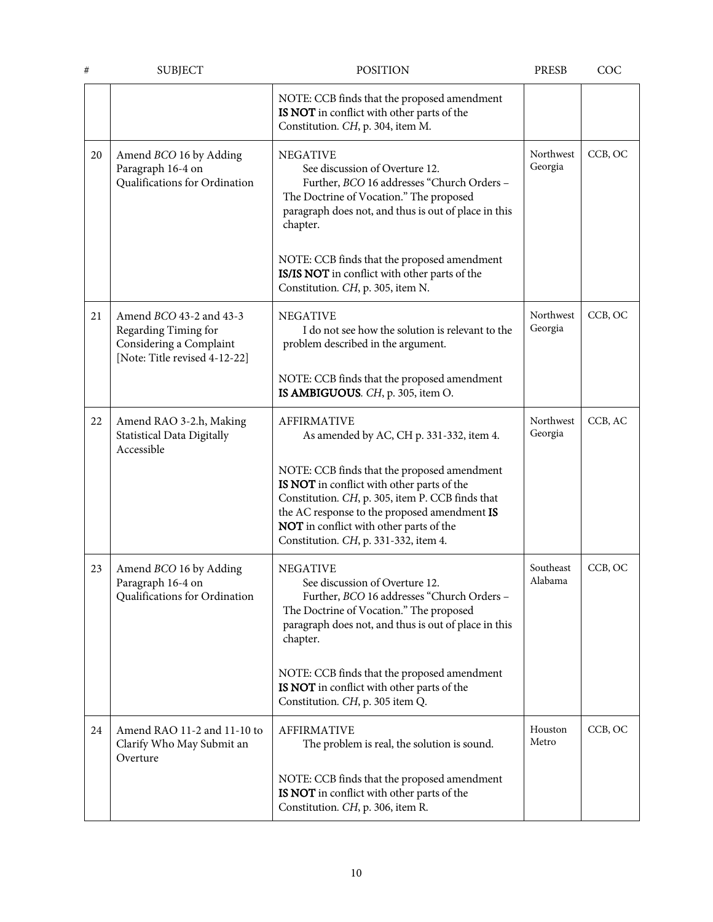| # | SUBJECT | POSITION | PRESB | COC |
|---|---|---|---|---|
| | | NOTE: CCB finds that the proposed amendment **IS NOT** in conflict with other parts of the Constitution. *CH*, p. 304, item M. | | |
| 20 | Amend *BCO* 16 by Adding Paragraph 16-4 on Qualifications for Ordination | NEGATIVE<br>See discussion of Overture 12.<br>Further, *BCO* 16 addresses "Church Orders – The Doctrine of Vocation." The proposed paragraph does not, and thus is out of place in this chapter.<br><br>NOTE: CCB finds that the proposed amendment **IS/IS NOT** in conflict with other parts of the Constitution. *CH*, p. 305, item N. | Northwest Georgia | CCB, OC |
| 21 | Amend *BCO* 43-2 and 43-3 Regarding Timing for Considering a Complaint [Note: Title revised 4-12-22] | NEGATIVE<br>I do not see how the solution is relevant to the problem described in the argument.<br><br>NOTE: CCB finds that the proposed amendment **IS AMBIGUOUS**. *CH*, p. 305, item O. | Northwest Georgia | CCB, OC |
| 22 | Amend RAO 3-2.h, Making Statistical Data Digitally Accessible | AFFIRMATIVE<br>As amended by AC, CH p. 331-332, item 4.<br><br>NOTE: CCB finds that the proposed amendment **IS NOT** in conflict with other parts of the Constitution. *CH*, p. 305, item P. CCB finds that the AC response to the proposed amendment **IS NOT** in conflict with other parts of the Constitution. *CH*, p. 331-332, item 4. | Northwest Georgia | CCB, AC |
| 23 | Amend *BCO* 16 by Adding Paragraph 16-4 on Qualifications for Ordination | NEGATIVE<br>See discussion of Overture 12.<br>Further, *BCO* 16 addresses "Church Orders – The Doctrine of Vocation." The proposed paragraph does not, and thus is out of place in this chapter.<br><br>NOTE: CCB finds that the proposed amendment **IS NOT** in conflict with other parts of the Constitution. *CH*, p. 305 item Q. | Southeast Alabama | CCB, OC |
| 24 | Amend RAO 11-2 and 11-10 to Clarify Who May Submit an Overture | AFFIRMATIVE<br>The problem is real, the solution is sound.<br><br>NOTE: CCB finds that the proposed amendment **IS NOT** in conflict with other parts of the Constitution. *CH*, p. 306, item R. | Houston Metro | CCB, OC |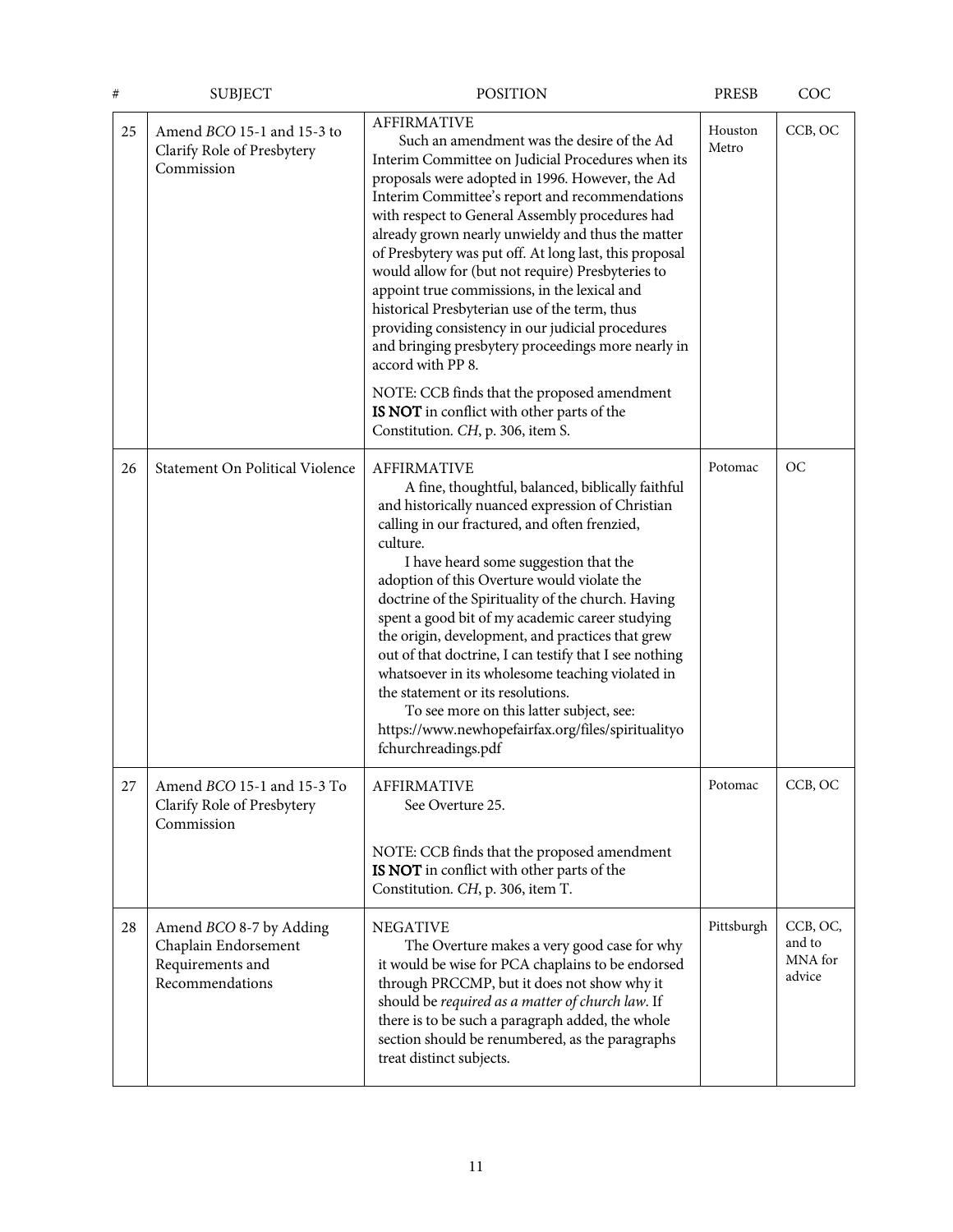| # | SUBJECT | POSITION | PRESB | COC |
|---|---|---|---|---|
| 25 | Amend *BCO* 15-1 and 15-3 to Clarify Role of Presbytery Commission | AFFIRMATIVE<br>Such an amendment was the desire of the Ad Interim Committee on Judicial Procedures when its proposals were adopted in 1996. However, the Ad Interim Committee's report and recommendations with respect to General Assembly procedures had already grown nearly unwieldy and thus the matter of Presbytery was put off. At long last, this proposal would allow for (but not require) Presbyteries to appoint true commissions, in the lexical and historical Presbyterian use of the term, thus providing consistency in our judicial procedures and bringing presbytery proceedings more nearly in accord with PP 8.<br><br>NOTE: CCB finds that the proposed amendment **IS NOT** in conflict with other parts of the Constitution. *CH*, p. 306, item S. | Houston Metro | CCB, OC |
| 26 | Statement On Political Violence | AFFIRMATIVE<br>A fine, thoughtful, balanced, biblically faithful and historically nuanced expression of Christian calling in our fractured, and often frenzied, culture.<br>I have heard some suggestion that the adoption of this Overture would violate the doctrine of the Spirituality of the church. Having spent a good bit of my academic career studying the origin, development, and practices that grew out of that doctrine, I can testify that I see nothing whatsoever in its wholesome teaching violated in the statement or its resolutions.<br>To see more on this latter subject, see: https://www.newhopefairfax.org/files/spiritualityofchurchreadings.pdf | Potomac | OC |
| 27 | Amend *BCO* 15-1 and 15-3 To Clarify Role of Presbytery Commission | AFFIRMATIVE<br>See Overture 25.<br><br>NOTE: CCB finds that the proposed amendment **IS NOT** in conflict with other parts of the Constitution. *CH*, p. 306, item T. | Potomac | CCB, OC |
| 28 | Amend *BCO* 8-7 by Adding Chaplain Endorsement Requirements and Recommendations | NEGATIVE<br>The Overture makes a very good case for why it would be wise for PCA chaplains to be endorsed through PRCCMP, but it does not show why it should be *required as a matter of church law*. If there is to be such a paragraph added, the whole section should be renumbered, as the paragraphs treat distinct subjects. | Pittsburgh | CCB, OC, and to MNA for advice |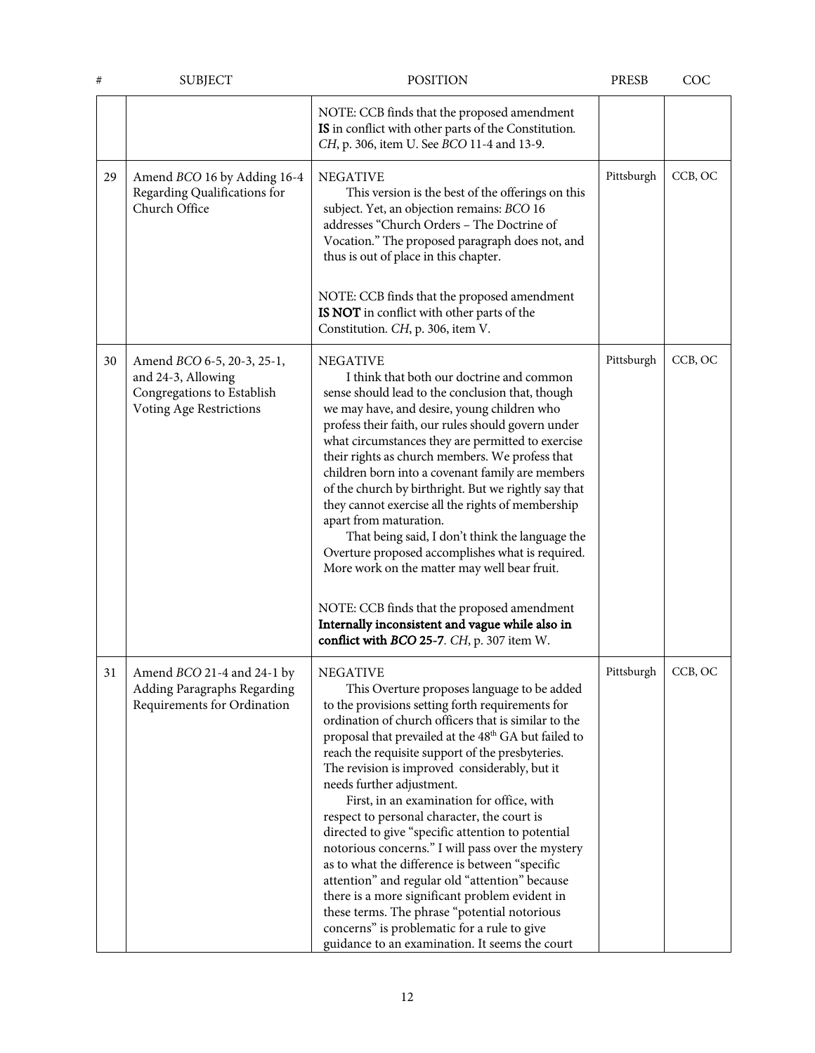| # | SUBJECT | POSITION | PRESB | COC |
|---|---|---|---|---|
| | | NOTE: CCB finds that the proposed amendment **IS** in conflict with other parts of the Constitution. *CH*, p. 306, item U. See *BCO* 11-4 and 13-9. | | |
| 29 | Amend *BCO* 16 by Adding 16-4 Regarding Qualifications for Church Office | NEGATIVE<br>This version is the best of the offerings on this subject. Yet, an objection remains: *BCO* 16 addresses "Church Orders – The Doctrine of Vocation." The proposed paragraph does not, and thus is out of place in this chapter.<br><br>NOTE: CCB finds that the proposed amendment **IS NOT** in conflict with other parts of the Constitution. *CH*, p. 306, item V. | Pittsburgh | CCB, OC |
| 30 | Amend *BCO* 6-5, 20-3, 25-1, and 24-3, Allowing Congregations to Establish Voting Age Restrictions | NEGATIVE<br>I think that both our doctrine and common sense should lead to the conclusion that, though we may have, and desire, young children who profess their faith, our rules should govern under what circumstances they are permitted to exercise their rights as church members. We profess that children born into a covenant family are members of the church by birthright. But we rightly say that they cannot exercise all the rights of membership apart from maturation.<br>That being said, I don't think the language the Overture proposed accomplishes what is required. More work on the matter may well bear fruit.<br><br>NOTE: CCB finds that the proposed amendment **Internally inconsistent and vague while also in conflict with *BCO* 25-7**. *CH*, p. 307 item W. | Pittsburgh | CCB, OC |
| 31 | Amend *BCO* 21-4 and 24-1 by Adding Paragraphs Regarding Requirements for Ordination | NEGATIVE<br>This Overture proposes language to be added to the provisions setting forth requirements for ordination of church officers that is similar to the proposal that prevailed at the 48th GA but failed to reach the requisite support of the presbyteries. The revision is improved considerably, but it needs further adjustment.<br>First, in an examination for office, with respect to personal character, the court is directed to give "specific attention to potential notorious concerns." I will pass over the mystery as to what the difference is between "specific attention" and regular old "attention" because there is a more significant problem evident in these terms. The phrase "potential notorious concerns" is problematic for a rule to give guidance to an examination. It seems the court | Pittsburgh | CCB, OC |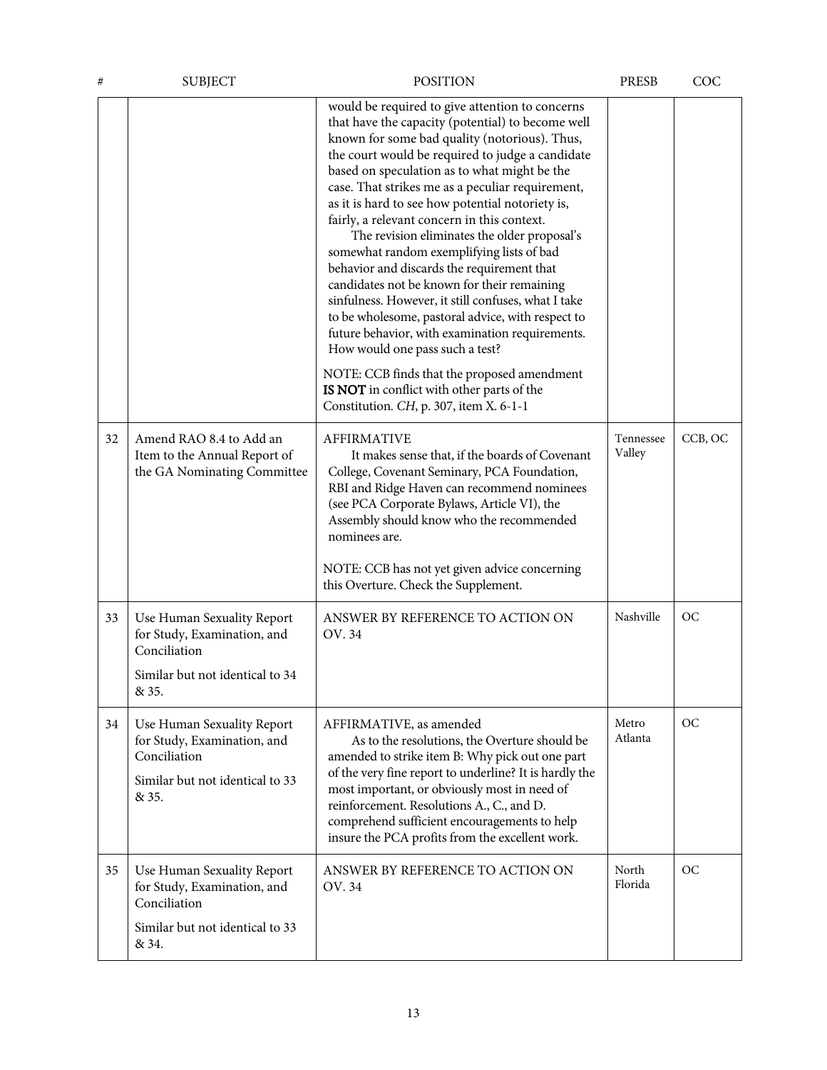| # | SUBJECT | POSITION | PRESB | COC |
|---|---|---|---|---|
| | | would be required to give attention to concerns that have the capacity (potential) to become well known for some bad quality (notorious). Thus, the court would be required to judge a candidate based on speculation as to what might be the case. That strikes me as a peculiar requirement, as it is hard to see how potential notoriety is, fairly, a relevant concern in this context.<br>The revision eliminates the older proposal's somewhat random exemplifying lists of bad behavior and discards the requirement that candidates not be known for their remaining sinfulness. However, it still confuses, what I take to be wholesome, pastoral advice, with respect to future behavior, with examination requirements. How would one pass such a test?<br><br>NOTE: CCB finds that the proposed amendment **IS NOT** in conflict with other parts of the Constitution. *CH*, p. 307, item X. 6-1-1 | | |
| 32 | Amend RAO 8.4 to Add an Item to the Annual Report of the GA Nominating Committee | AFFIRMATIVE<br>It makes sense that, if the boards of Covenant College, Covenant Seminary, PCA Foundation, RBI and Ridge Haven can recommend nominees (see PCA Corporate Bylaws, Article VI), the Assembly should know who the recommended nominees are.<br><br>NOTE: CCB has not yet given advice concerning this Overture. Check the Supplement. | Tennessee Valley | CCB, OC |
| 33 | Use Human Sexuality Report for Study, Examination, and Conciliation<br><br>Similar but not identical to 34 & 35. | ANSWER BY REFERENCE TO ACTION ON OV. 34 | Nashville | OC |
| 34 | Use Human Sexuality Report for Study, Examination, and Conciliation<br><br>Similar but not identical to 33 & 35. | AFFIRMATIVE, as amended<br>As to the resolutions, the Overture should be amended to strike item B: Why pick out one part of the very fine report to underline? It is hardly the most important, or obviously most in need of reinforcement. Resolutions A., C., and D. comprehend sufficient encouragements to help insure the PCA profits from the excellent work. | Metro Atlanta | OC |
| 35 | Use Human Sexuality Report for Study, Examination, and Conciliation<br><br>Similar but not identical to 33 & 34. | ANSWER BY REFERENCE TO ACTION ON OV. 34 | North Florida | OC |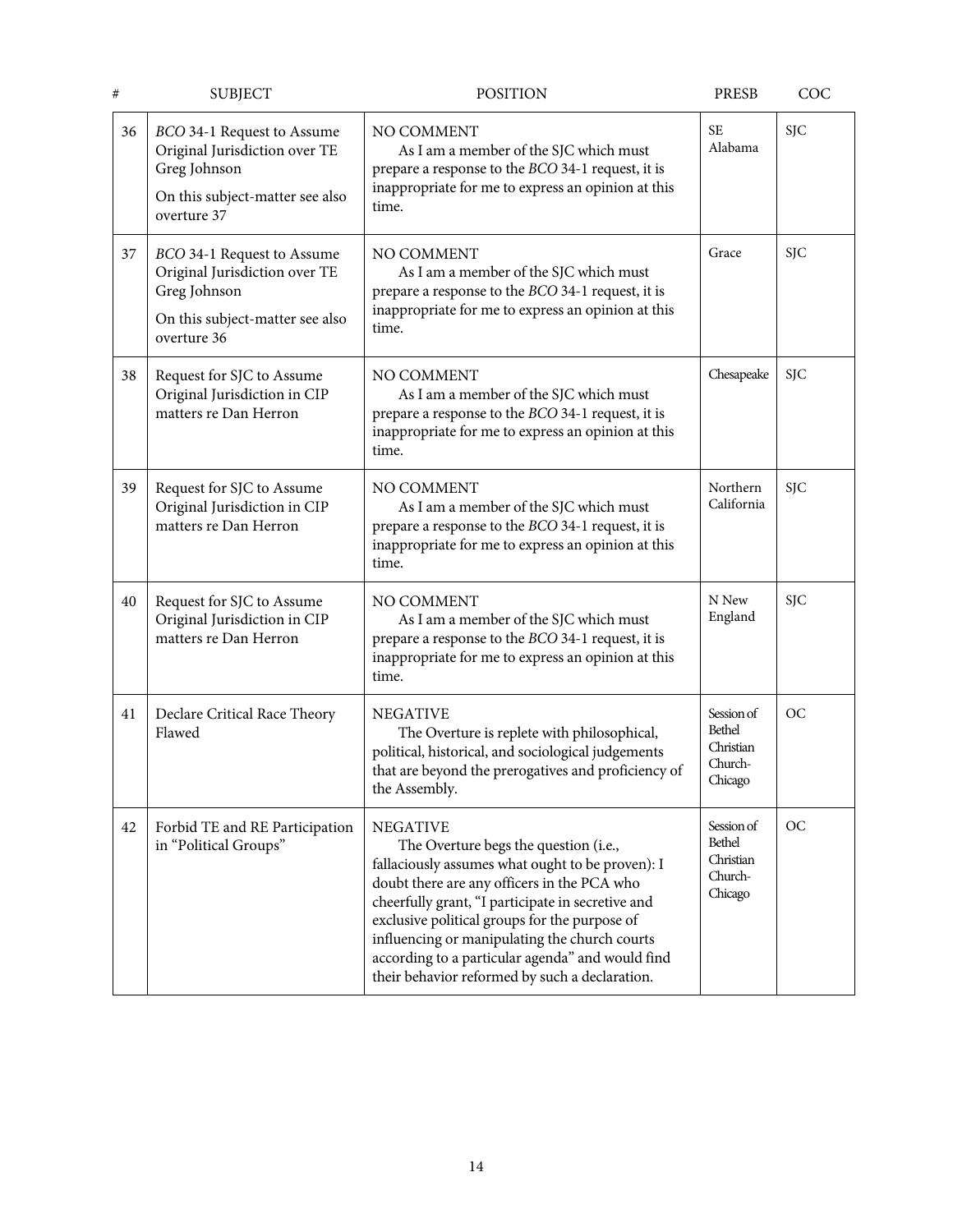| # | SUBJECT | POSITION | PRESB | COC |
|---|---|---|---|---|
| 36 | *BCO* 34-1 Request to Assume Original Jurisdiction over TE Greg Johnson<br><br>On this subject-matter see also overture 37 | NO COMMENT<br>As I am a member of the SJC which must prepare a response to the *BCO* 34-1 request, it is inappropriate for me to express an opinion at this time. | SE Alabama | SJC |
| 37 | *BCO* 34-1 Request to Assume Original Jurisdiction over TE Greg Johnson<br><br>On this subject-matter see also overture 36 | NO COMMENT<br>As I am a member of the SJC which must prepare a response to the *BCO* 34-1 request, it is inappropriate for me to express an opinion at this time. | Grace | SJC |
| 38 | Request for SJC to Assume Original Jurisdiction in CIP matters re Dan Herron | NO COMMENT<br>As I am a member of the SJC which must prepare a response to the *BCO* 34-1 request, it is inappropriate for me to express an opinion at this time. | Chesapeake | SJC |
| 39 | Request for SJC to Assume Original Jurisdiction in CIP matters re Dan Herron | NO COMMENT<br>As I am a member of the SJC which must prepare a response to the *BCO* 34-1 request, it is inappropriate for me to express an opinion at this time. | Northern California | SJC |
| 40 | Request for SJC to Assume Original Jurisdiction in CIP matters re Dan Herron | NO COMMENT<br>As I am a member of the SJC which must prepare a response to the *BCO* 34-1 request, it is inappropriate for me to express an opinion at this time. | N New England | SJC |
| 41 | Declare Critical Race Theory Flawed | NEGATIVE<br>The Overture is replete with philosophical, political, historical, and sociological judgements that are beyond the prerogatives and proficiency of the Assembly. | Session of Bethel Christian Church-Chicago | OC |
| 42 | Forbid TE and RE Participation in "Political Groups" | NEGATIVE<br>The Overture begs the question (i.e., fallaciously assumes what ought to be proven): I doubt there are any officers in the PCA who cheerfully grant, "I participate in secretive and exclusive political groups for the purpose of influencing or manipulating the church courts according to a particular agenda" and would find their behavior reformed by such a declaration. | Session of Bethel Christian Church-Chicago | OC |